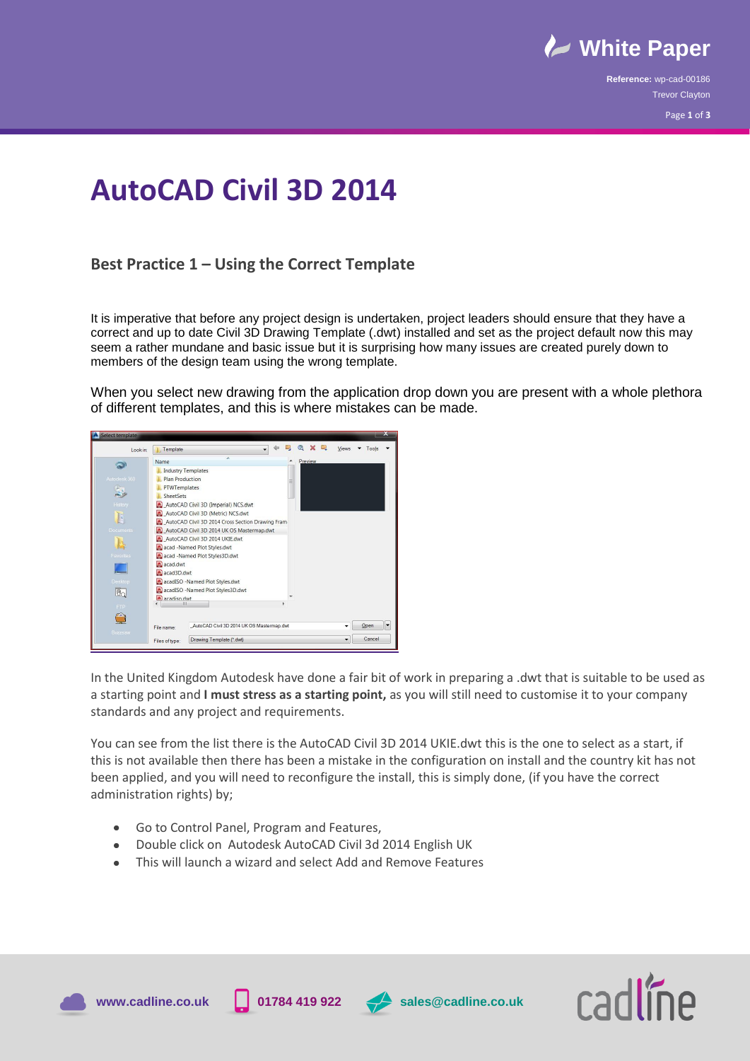# AutoCAD Civil 3D 2014

## Best Practice 1 – Using the Correct Template

It is imperative that before any project design is undertaken, project leaders should ensure that they have a correct and up to date Civil 3D Drawing Template (.dwt) installed and set as the project default now this may seem a rather mundane and basic issue but it is surprising how many issues are created purely down to members of the design team using the wrong template.

When you select new drawing from the application drop down you are present with a whole plethora of different templates, and this is where mistakes can be made.

In the United Kingdom Autodesk have done a fair bit of work in preparing a .dwt that is suitable to be used as a starting point and **I must stress as a starting point,** as you will still need to customise it to your company standards and any project and requirements.

You can see from the list there is the AutoCAD Civil 3D 2014 UKIE.dwt this is the one to select as a start, if this is not available then there has been a mistake in the configuration on install and the country kit has not been applied, and you will need to reconfigure the install, this is simply done, (if you have the correct administration rights) by;

- Go to Control Panel, Program and Features,
- Double click on Autodesk AutoCAD Civil 3d 2014 English UK
- This will launch a wizard and select Add and Remove Features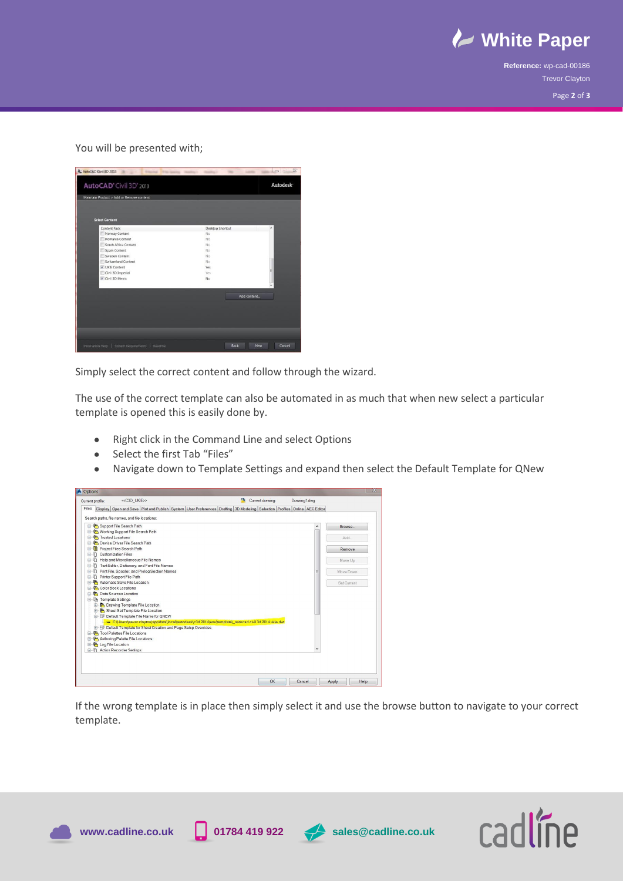You will be presented with;

Simply select the correct content and follow through the wizard.

The use of the correct template can also be automated in as much that when new select a particular template is opened this is easily done by.

- Right click in the Command Line and select Options
- Select the first Tab "Files"
- Navigate down to Template Settings and expand then select the Default Template for QNew

If the wrong template is in place then simply select it and use the browse button to navigate to your correct template.